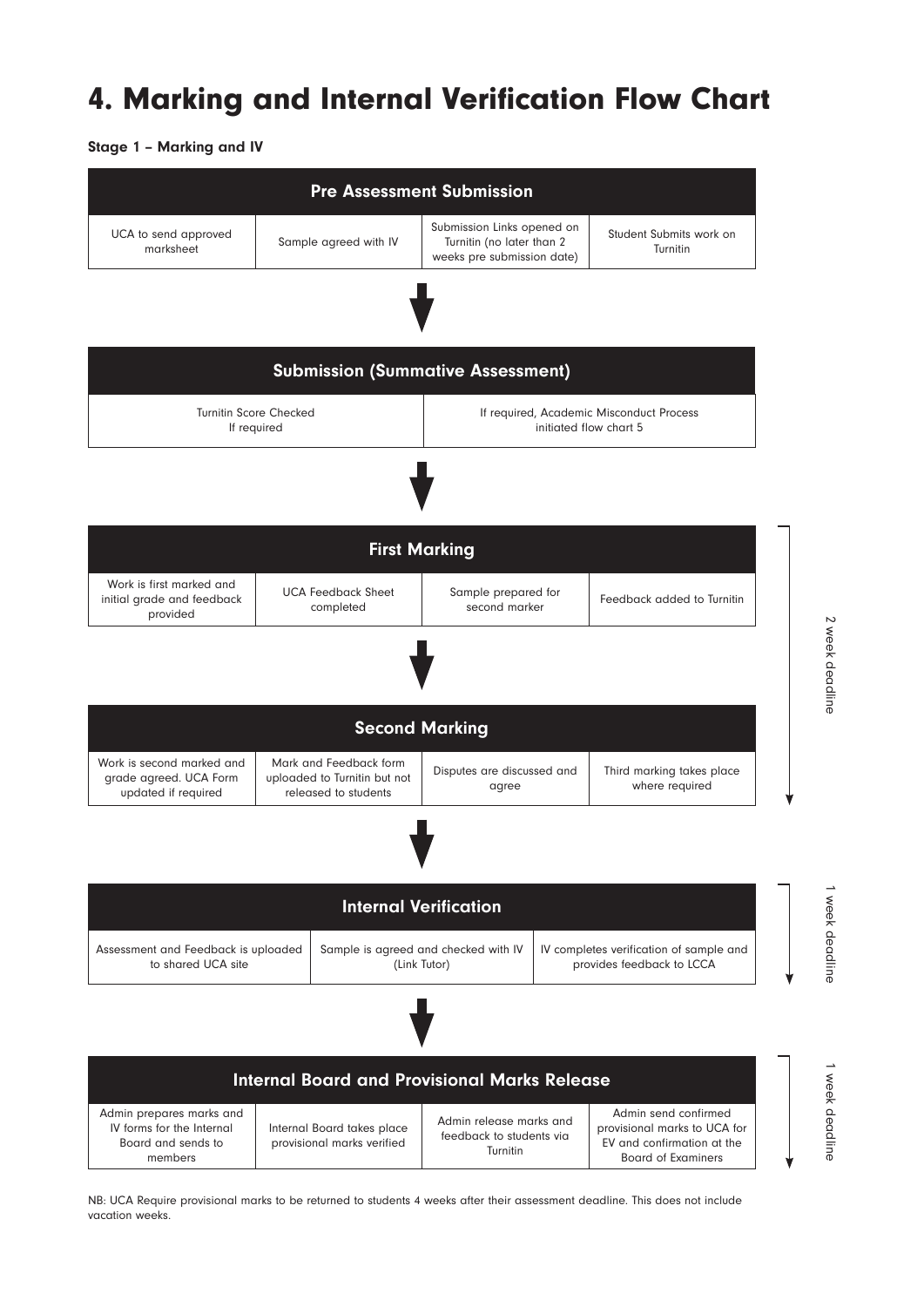# 4. Marking and Internal Verification Flow Chart

### Stage 1 – Marking and IV

| Pre Assessment Submission | | | |
|---|---|---|---|
| UCA to send approved marksheet | Sample agreed with IV | Submission Links opened on Turnitin (no later than 2 weeks pre submission date) | Student Submits work on Turnitin |

↓

| Submission (Summative Assessment) | |
|---|---|
| Turnitin Score Checked If required | If required, Academic Misconduct Process initiated flow chart 5 |

↓

| First Marking | | | |
|---|---|---|---|
| Work is first marked and initial grade and feedback provided | UCA Feedback Sheet completed | Sample prepared for second marker | Feedback added to Turnitin |

↓

| Second Marking | | | |
|---|---|---|---|
| Work is second marked and grade agreed. UCA Form updated if required | Mark and Feedback form uploaded to Turnitin but not released to students | Disputes are discussed and agree | Third marking takes place where required |

2 week deadline (First Marking and Second Marking)

↓

| Internal Verification | | |
|---|---|---|
| Assessment and Feedback is uploaded to shared UCA site | Sample is agreed and checked with IV (Link Tutor) | IV completes verification of sample and provides feedback to LCCA |

1 week deadline

↓

| Internal Board and Provisional Marks Release | | | |
|---|---|---|---|
| Admin prepares marks and IV forms for the Internal Board and sends to members | Internal Board takes place provisional marks verified | Admin release marks and feedback to students via Turnitin | Admin send confirmed provisional marks to UCA for EV and confirmation at the Board of Examiners |

1 week deadline

NB: UCA Require provisional marks to be returned to students 4 weeks after their assessment deadline. This does not include vacation weeks.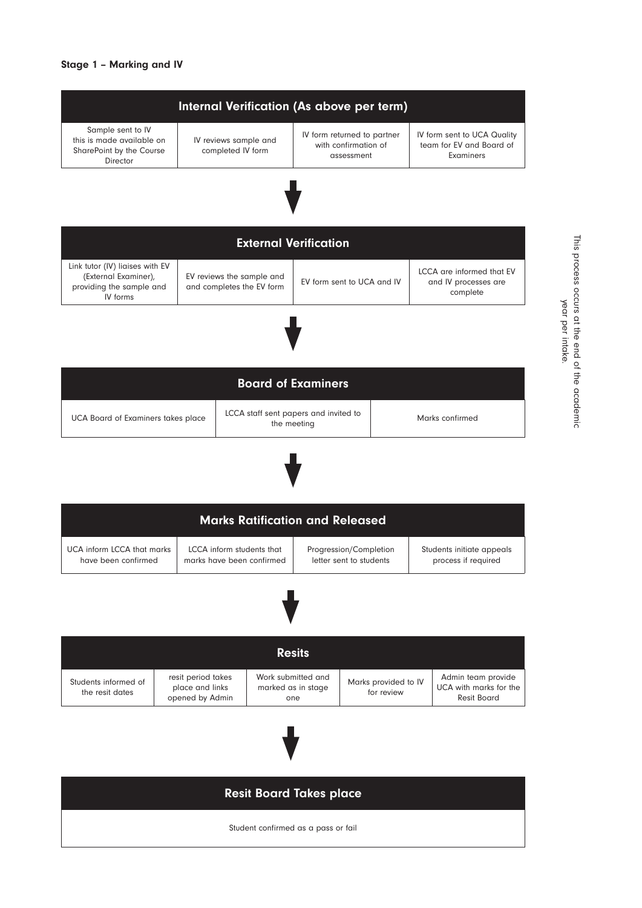**Stage 1 – Marking and IV**

| Internal Verification (As above per term) | | | |
|---|---|---|---|
| Sample sent to IV this is made available on SharePoint by the Course Director | IV reviews sample and completed IV form | IV form returned to partner with confirmation of assessment | IV form sent to UCA Quality team for EV and Board of Examiners |

↓

| External Verification | | | |
|---|---|---|---|
| Link tutor (IV) liaises with EV (External Examiner), providing the sample and IV forms | EV reviews the sample and and completes the EV form | EV form sent to UCA and IV | LCCA are informed that EV and IV processes are complete |

↓

| Board of Examiners | | |
|---|---|---|
| UCA Board of Examiners takes place | LCCA staff sent papers and invited to the meeting | Marks confirmed |

↓

| Marks Ratification and Released | | | |
|---|---|---|---|
| UCA inform LCCA that marks have been confirmed | LCCA inform students that marks have been confirmed | Progression/Completion letter sent to students | Students initiate appeals process if required |

↓

| Resits | | | | |
|---|---|---|---|---|
| Students informed of the resit dates | resit period takes place and links opened by Admin | Work submitted and marked as in stage one | Marks provided to IV for review | Admin team provide UCA with marks for the Resit Board |

↓

| Resit Board Takes place |
|---|
| Student confirmed as a pass or fail |

This process occurs at the end of the academic year per intake.